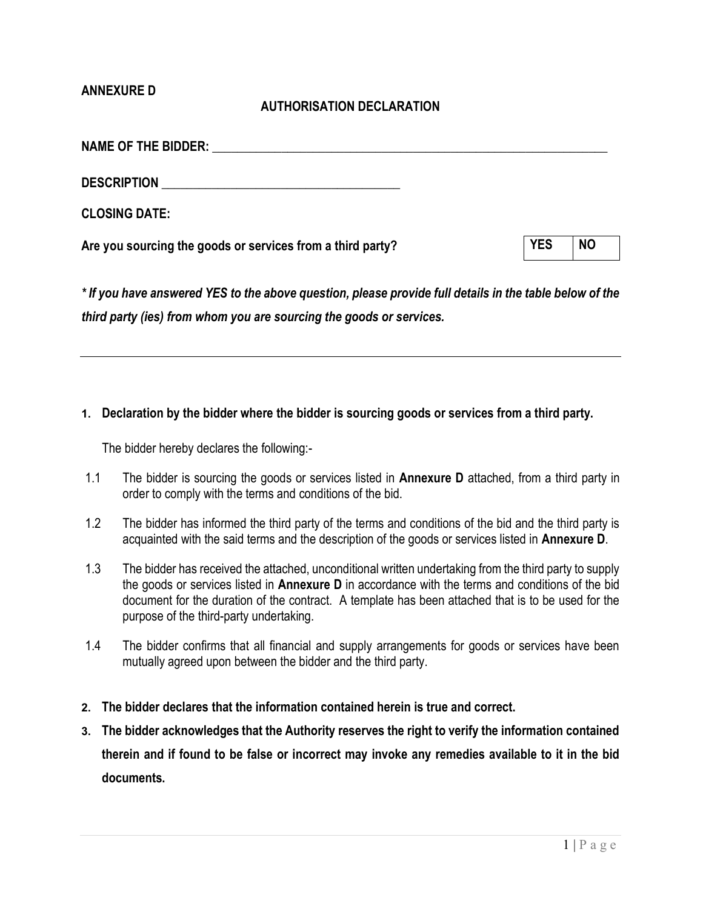**ANNEXURE D**

## AUTHORISATION DECLARATION

**NAME OF THE BIDDER:** ___________________________________________________________________

**DESCRIPTION** ________________________________________

**CLOSING DATE:**

**Are you sourcing the goods or services from a third party?**

| YES | NO |
|---|---|

***\* If you have answered YES to the above question, please provide full details in the table below of the third party (ies) from whom you are sourcing the goods or services.***

---

**1. Declaration by the bidder where the bidder is sourcing goods or services from a third party.**

The bidder hereby declares the following:-

1.1 The bidder is sourcing the goods or services listed in **Annexure D** attached, from a third party in order to comply with the terms and conditions of the bid.

1.2 The bidder has informed the third party of the terms and conditions of the bid and the third party is acquainted with the said terms and the description of the goods or services listed in **Annexure D**.

1.3 The bidder has received the attached, unconditional written undertaking from the third party to supply the goods or services listed in **Annexure D** in accordance with the terms and conditions of the bid document for the duration of the contract. A template has been attached that is to be used for the purpose of the third-party undertaking.

1.4 The bidder confirms that all financial and supply arrangements for goods or services have been mutually agreed upon between the bidder and the third party.

**2. The bidder declares that the information contained herein is true and correct.**

**3. The bidder acknowledges that the Authority reserves the right to verify the information contained therein and if found to be false or incorrect may invoke any remedies available to it in the bid documents.**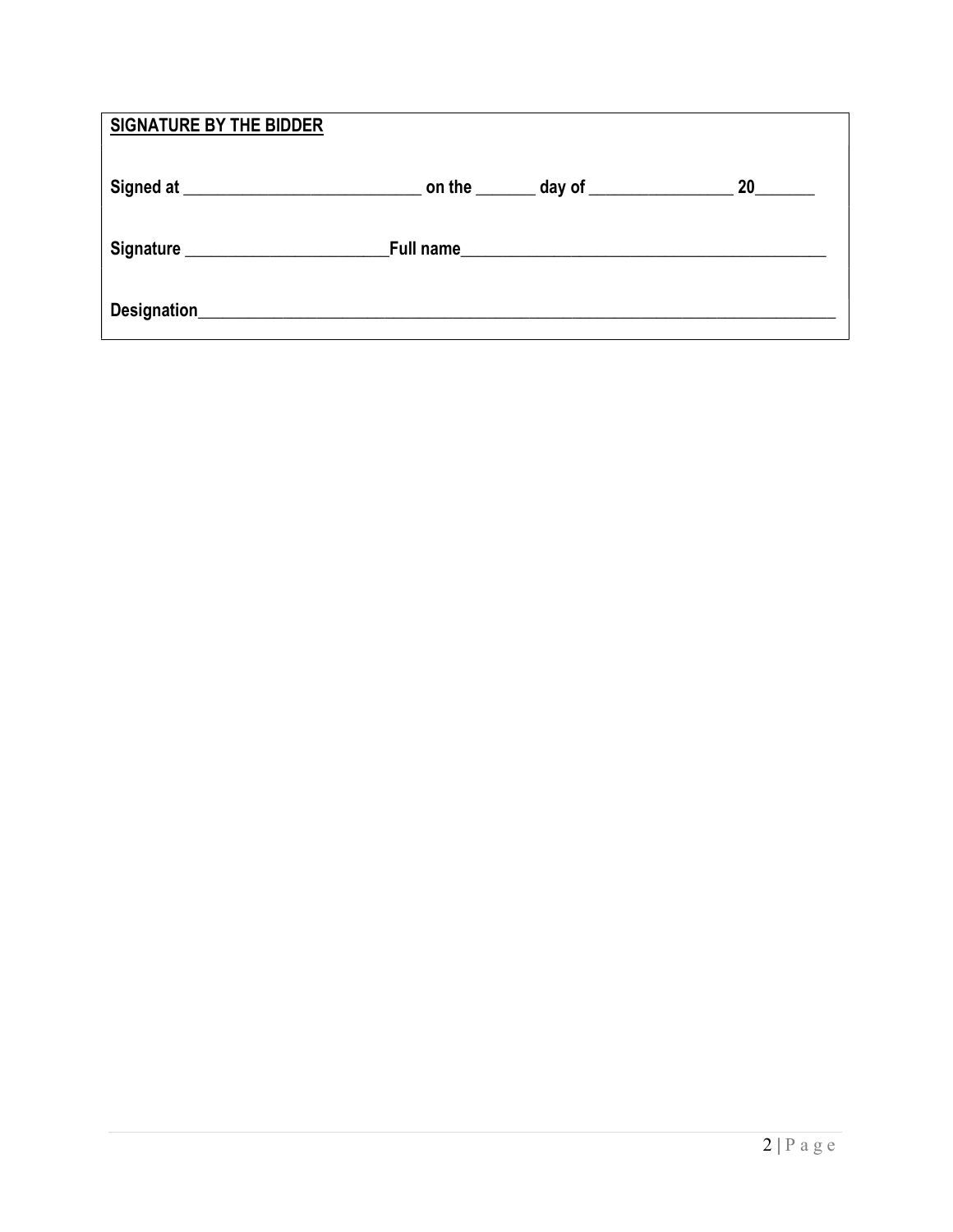**SIGNATURE BY THE BIDDER**

**Signed at** ____________________________ **on the** _______ **day of** _________________ **20**_______

**Signature** ________________________**Full name**___________________________________________

**Designation**____________________________________________________________________________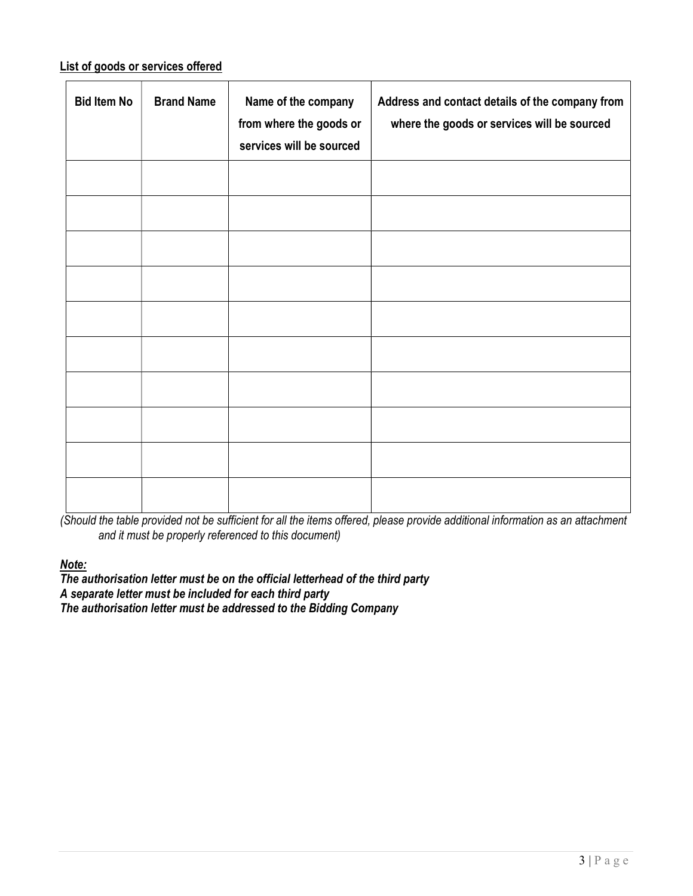**List of goods or services offered**

| Bid Item No | Brand Name | Name of the company from where the goods or services will be sourced | Address and contact details of the company from where the goods or services will be sourced |
|---|---|---|---|
| | | | |
| | | | |
| | | | |
| | | | |
| | | | |
| | | | |
| | | | |
| | | | |
| | | | |
| | | | |

*(Should the table provided not be sufficient for all the items offered, please provide additional information as an attachment and it must be properly referenced to this document)*

***Note:***

***The authorisation letter must be on the official letterhead of the third party***
***A separate letter must be included for each third party***
***The authorisation letter must be addressed to the Bidding Company***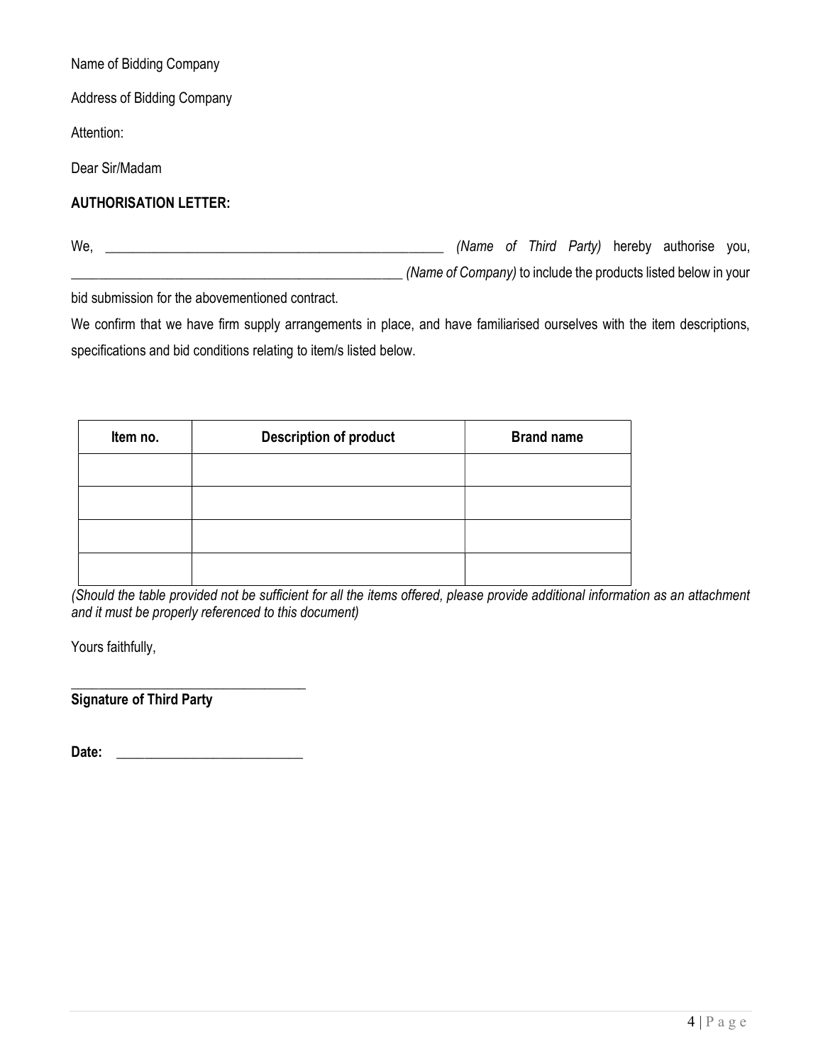Name of Bidding Company

Address of Bidding Company

Attention:

Dear Sir/Madam

**AUTHORISATION LETTER:**

We, ______________________________________________ *(Name of Third Party)* hereby authorise you, ______________________________________________ *(Name of Company)* to include the products listed below in your bid submission for the abovementioned contract.

We confirm that we have firm supply arrangements in place, and have familiarised ourselves with the item descriptions, specifications and bid conditions relating to item/s listed below.

| Item no. | Description of product | Brand name |
|---|---|---|
| | | |
| | | |
| | | |
| | | |

*(Should the table provided not be sufficient for all the items offered, please provide additional information as an attachment and it must be properly referenced to this document)*

Yours faithfully,

________________________________

**Signature of Third Party**

**Date:** ___________________________